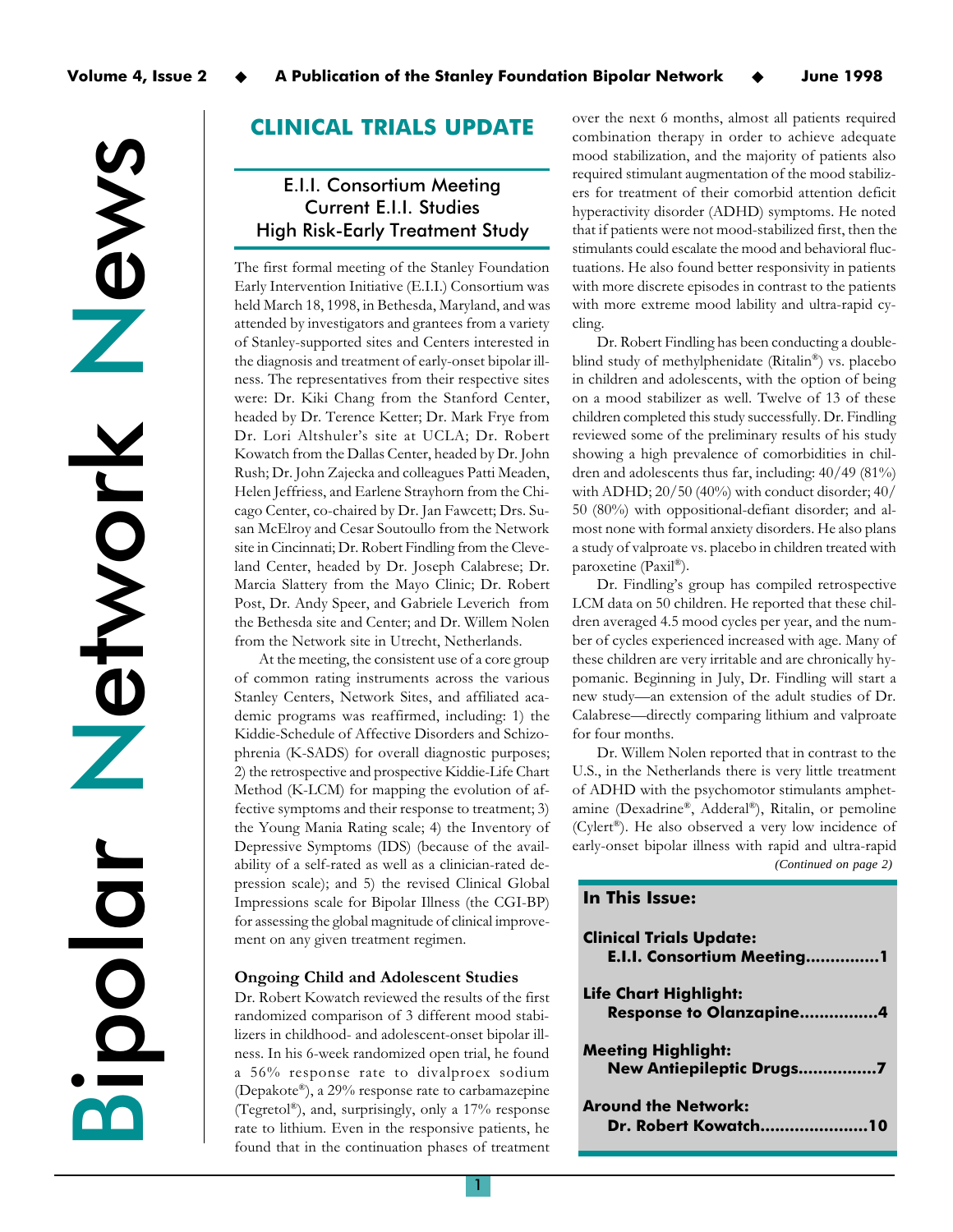# Bipolar Network News

## CLINICAL TRIALS UPDATE

### E.I.I. Consortium Meeting
### Current E.I.I. Studies
### High Risk-Early Treatment Study

The first formal meeting of the Stanley Foundation Early Intervention Initiative (E.I.I.) Consortium was held March 18, 1998, in Bethesda, Maryland, and was attended by investigators and grantees from a variety of Stanley-supported sites and Centers interested in the diagnosis and treatment of early-onset bipolar illness. The representatives from their respective sites were: Dr. Kiki Chang from the Stanford Center, headed by Dr. Terence Ketter; Dr. Mark Frye from Dr. Lori Altshuler's site at UCLA; Dr. Robert Kowatch from the Dallas Center, headed by Dr. John Rush; Dr. John Zajecka and colleagues Patti Meaden, Helen Jeffriess, and Earlene Strayhorn from the Chicago Center, co-chaired by Dr. Jan Fawcett; Drs. Susan McElroy and Cesar Soutoullo from the Network site in Cincinnati; Dr. Robert Findling from the Cleveland Center, headed by Dr. Joseph Calabrese; Dr. Marcia Slattery from the Mayo Clinic; Dr. Robert Post, Dr. Andy Speer, and Gabriele Leverich from the Bethesda site and Center; and Dr. Willem Nolen from the Network site in Utrecht, Netherlands.

At the meeting, the consistent use of a core group of common rating instruments across the various Stanley Centers, Network Sites, and affiliated academic programs was reaffirmed, including: 1) the Kiddie-Schedule of Affective Disorders and Schizophrenia (K-SADS) for overall diagnostic purposes; 2) the retrospective and prospective Kiddie-Life Chart Method (K-LCM) for mapping the evolution of affective symptoms and their response to treatment; 3) the Young Mania Rating scale; 4) the Inventory of Depressive Symptoms (IDS) (because of the availability of a self-rated as well as a clinician-rated depression scale); and 5) the revised Clinical Global Impressions scale for Bipolar Illness (the CGI-BP) for assessing the global magnitude of clinical improvement on any given treatment regimen.

**Ongoing Child and Adolescent Studies**

Dr. Robert Kowatch reviewed the results of the first randomized comparison of 3 different mood stabilizers in childhood- and adolescent-onset bipolar illness. In his 6-week randomized open trial, he found a 56% response rate to divalproex sodium (Depakote®), a 29% response rate to carbamazepine (Tegretol®), and, surprisingly, only a 17% response rate to lithium. Even in the responsive patients, he found that in the continuation phases of treatment over the next 6 months, almost all patients required combination therapy in order to achieve adequate mood stabilization, and the majority of patients also required stimulant augmentation of the mood stabilizers for treatment of their comorbid attention deficit hyperactivity disorder (ADHD) symptoms. He noted that if patients were not mood-stabilized first, then the stimulants could escalate the mood and behavioral fluctuations. He also found better responsivity in patients with more discrete episodes in contrast to the patients with more extreme mood lability and ultra-rapid cycling.

Dr. Robert Findling has been conducting a double-blind study of methylphenidate (Ritalin®) vs. placebo in children and adolescents, with the option of being on a mood stabilizer as well. Twelve of 13 of these children completed this study successfully. Dr. Findling reviewed some of the preliminary results of his study showing a high prevalence of comorbidities in children and adolescents thus far, including: 40/49 (81%) with ADHD; 20/50 (40%) with conduct disorder; 40/50 (80%) with oppositional-defiant disorder; and almost none with formal anxiety disorders. He also plans a study of valproate vs. placebo in children treated with paroxetine (Paxil®).

Dr. Findling's group has compiled retrospective LCM data on 50 children. He reported that these children averaged 4.5 mood cycles per year, and the number of cycles experienced increased with age. Many of these children are very irritable and are chronically hypomanic. Beginning in July, Dr. Findling will start a new study—an extension of the adult studies of Dr. Calabrese—directly comparing lithium and valproate for four months.

Dr. Willem Nolen reported that in contrast to the U.S., in the Netherlands there is very little treatment of ADHD with the psychomotor stimulants amphetamine (Dexadrine®, Adderal®), Ritalin, or pemoline (Cylert®). He also observed a very low incidence of early-onset bipolar illness with rapid and ultra-rapid

*(Continued on page 2)*

---

**In This Issue:**

**Clinical Trials Update:**
**E.I.I. Consortium Meeting...............1**

**Life Chart Highlight:**
**Response to Olanzapine...............4**

**Meeting Highlight:**
**New Antiepileptic Drugs...............7**

**Around the Network:**
**Dr. Robert Kowatch.....................10**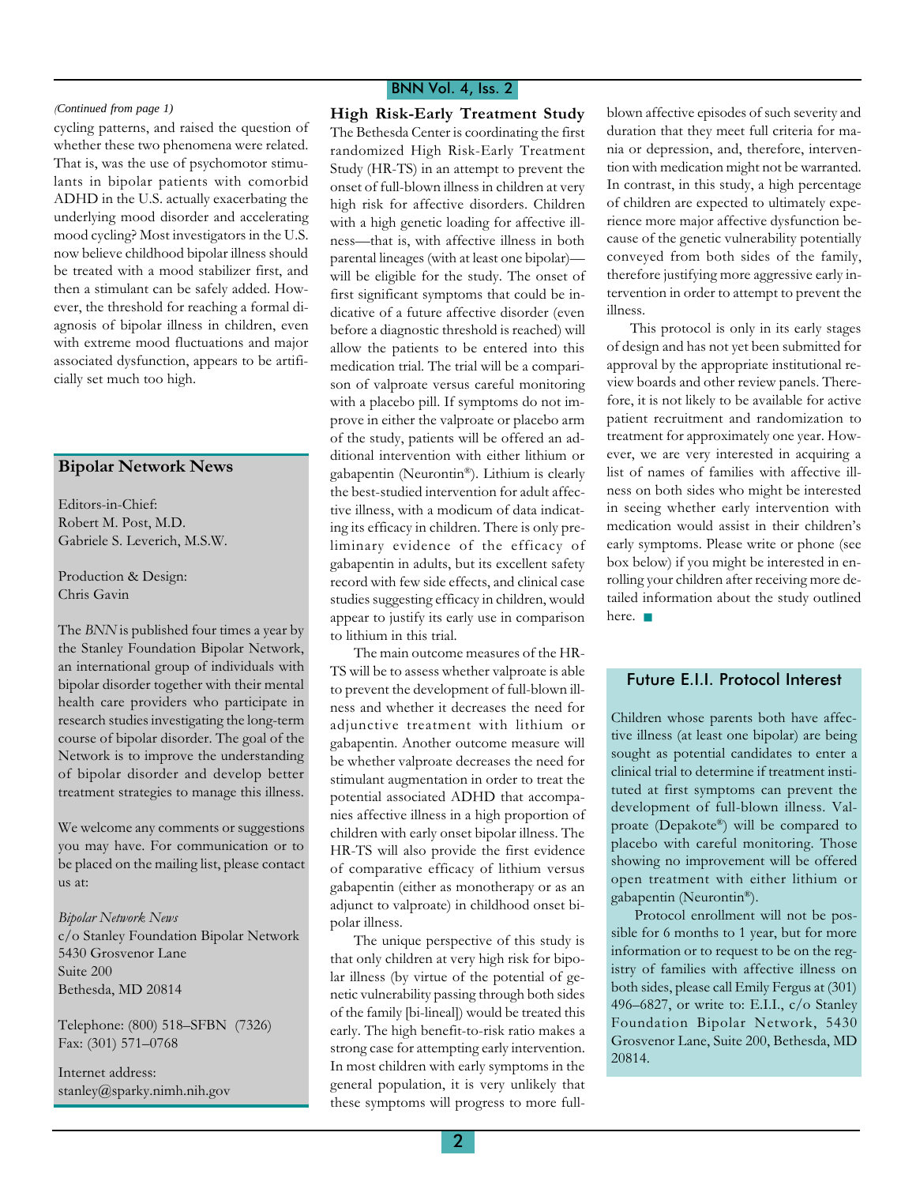*(Continued from page 1)*

cycling patterns, and raised the question of whether these two phenomena were related. That is, was the use of psychomotor stimulants in bipolar patients with comorbid ADHD in the U.S. actually exacerbating the underlying mood disorder and accelerating mood cycling? Most investigators in the U.S. now believe childhood bipolar illness should be treated with a mood stabilizer first, and then a stimulant can be safely added. However, the threshold for reaching a formal diagnosis of bipolar illness in children, even with extreme mood fluctuations and major associated dysfunction, appears to be artificially set much too high.

## High Risk-Early Treatment Study

The Bethesda Center is coordinating the first randomized High Risk-Early Treatment Study (HR-TS) in an attempt to prevent the onset of full-blown illness in children at very high risk for affective disorders. Children with a high genetic loading for affective illness—that is, with affective illness in both parental lineages (with at least one bipolar)—will be eligible for the study. The onset of first significant symptoms that could be indicative of a future affective disorder (even before a diagnostic threshold is reached) will allow the patients to be entered into this medication trial. The trial will be a comparison of valproate versus careful monitoring with a placebo pill. If symptoms do not improve in either the valproate or placebo arm of the study, patients will be offered an additional intervention with either lithium or gabapentin (Neurontin®). Lithium is clearly the best-studied intervention for adult affective illness, with a modicum of data indicating its efficacy in children. There is only preliminary evidence of the efficacy of gabapentin in adults, but its excellent safety record with few side effects, and clinical case studies suggesting efficacy in children, would appear to justify its early use in comparison to lithium in this trial.

The main outcome measures of the HR-TS will be to assess whether valproate is able to prevent the development of full-blown illness and whether it decreases the need for adjunctive treatment with lithium or gabapentin. Another outcome measure will be whether valproate decreases the need for stimulant augmentation in order to treat the potential associated ADHD that accompanies affective illness in a high proportion of children with early onset bipolar illness. The HR-TS will also provide the first evidence of comparative efficacy of lithium versus gabapentin (either as monotherapy or as an adjunct to valproate) in childhood onset bipolar illness.

The unique perspective of this study is that only children at very high risk for bipolar illness (by virtue of the potential of genetic vulnerability passing through both sides of the family [bi-lineal]) would be treated this early. The high benefit-to-risk ratio makes a strong case for attempting early intervention. In most children with early symptoms in the general population, it is very unlikely that these symptoms will progress to more full-blown affective episodes of such severity and duration that they meet full criteria for mania or depression, and, therefore, intervention with medication might not be warranted. In contrast, in this study, a high percentage of children are expected to ultimately experience more major affective dysfunction because of the genetic vulnerability potentially conveyed from both sides of the family, therefore justifying more aggressive early intervention in order to attempt to prevent the illness.

This protocol is only in its early stages of design and has not yet been submitted for approval by the appropriate institutional review boards and other review panels. Therefore, it is not likely to be available for active patient recruitment and randomization to treatment for approximately one year. However, we are very interested in acquiring a list of names of families with affective illness on both sides who might be interested in seeing whether early intervention with medication would assist in their children's early symptoms. Please write or phone (see box below) if you might be interested in enrolling your children after receiving more detailed information about the study outlined here. ■

### Future E.I.I. Protocol Interest

Children whose parents both have affective illness (at least one bipolar) are being sought as potential candidates to enter a clinical trial to determine if treatment instituted at first symptoms can prevent the development of full-blown illness. Valproate (Depakote®) will be compared to placebo with careful monitoring. Those showing no improvement will be offered open treatment with either lithium or gabapentin (Neurontin®).

Protocol enrollment will not be possible for 6 months to 1 year, but for more information or to request to be on the registry of families with affective illness on both sides, please call Emily Fergus at (301) 496–6827, or write to: E.I.I., c/o Stanley Foundation Bipolar Network, 5430 Grosvenor Lane, Suite 200, Bethesda, MD 20814.

### Bipolar Network News

Editors-in-Chief:
Robert M. Post, M.D.
Gabriele S. Leverich, M.S.W.

Production & Design:
Chris Gavin

The *BNN* is published four times a year by the Stanley Foundation Bipolar Network, an international group of individuals with bipolar disorder together with their mental health care providers who participate in research studies investigating the long-term course of bipolar disorder. The goal of the Network is to improve the understanding of bipolar disorder and develop better treatment strategies to manage this illness.

We welcome any comments or suggestions you may have. For communication or to be placed on the mailing list, please contact us at:

*Bipolar Network News*
c/o Stanley Foundation Bipolar Network
5430 Grosvenor Lane
Suite 200
Bethesda, MD 20814

Telephone: (800) 518–SFBN (7326)
Fax: (301) 571–0768

Internet address:
stanley@sparky.nimh.nih.gov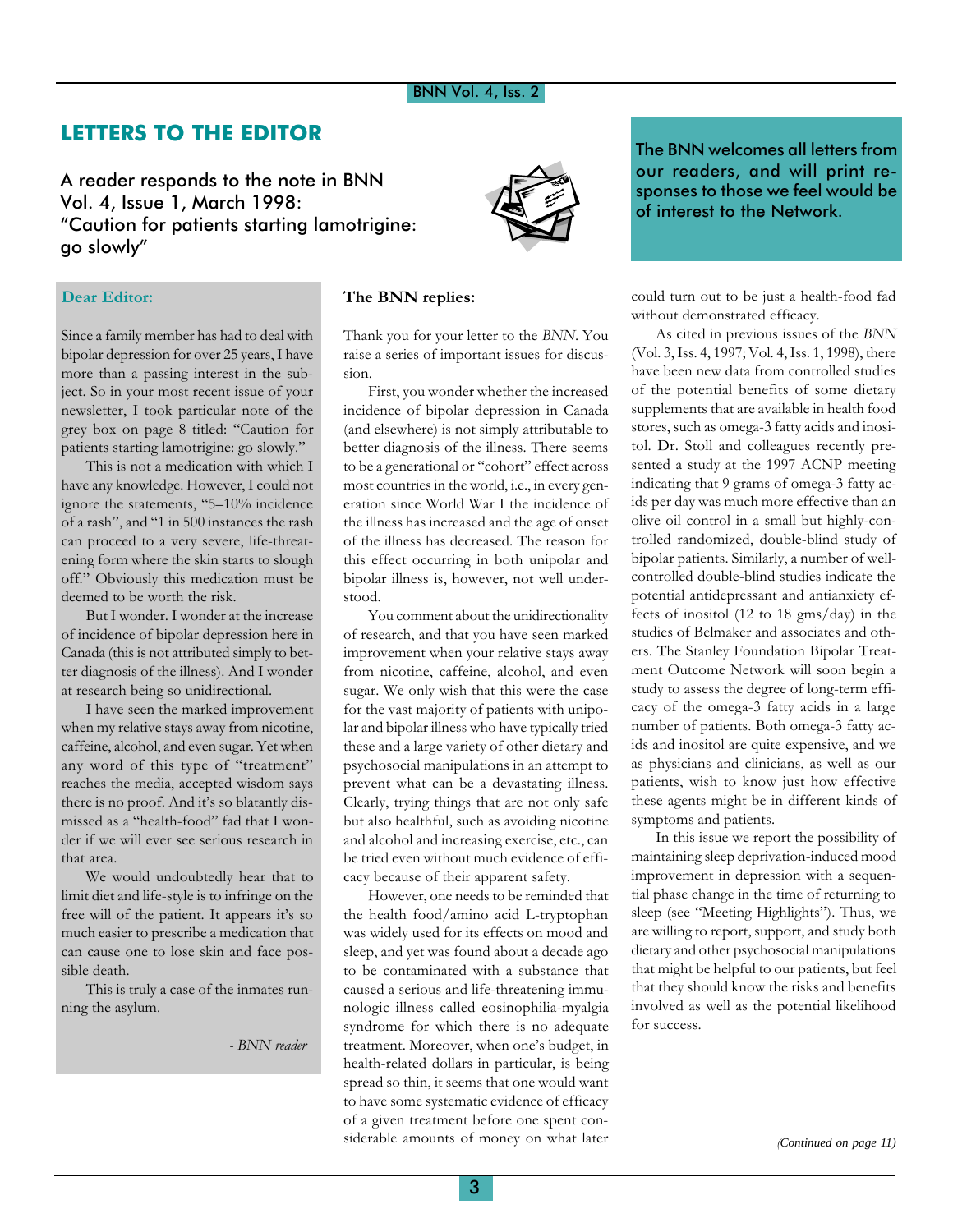## LETTERS TO THE EDITOR

### A reader responds to the note in BNN Vol. 4, Issue 1, March 1998: "Caution for patients starting lamotrigine: go slowly"

The BNN welcomes all letters from our readers, and will print responses to those we feel would be of interest to the Network.

**Dear Editor:**

Since a family member has had to deal with bipolar depression for over 25 years, I have more than a passing interest in the subject. So in your most recent issue of your newsletter, I took particular note of the grey box on page 8 titled: "Caution for patients starting lamotrigine: go slowly."

This is not a medication with which I have any knowledge. However, I could not ignore the statements, "5–10% incidence of a rash", and "1 in 500 instances the rash can proceed to a very severe, life-threatening form where the skin starts to slough off." Obviously this medication must be deemed to be worth the risk.

But I wonder. I wonder at the increase of incidence of bipolar depression here in Canada (this is not attributed simply to better diagnosis of the illness). And I wonder at research being so unidirectional.

I have seen the marked improvement when my relative stays away from nicotine, caffeine, alcohol, and even sugar. Yet when any word of this type of "treatment" reaches the media, accepted wisdom says there is no proof. And it's so blatantly dismissed as a "health-food" fad that I wonder if we will ever see serious research in that area.

We would undoubtedly hear that to limit diet and life-style is to infringe on the free will of the patient. It appears it's so much easier to prescribe a medication that can cause one to lose skin and face possible death.

This is truly a case of the inmates running the asylum.

*- BNN reader*

**The BNN replies:**

Thank you for your letter to the *BNN*. You raise a series of important issues for discussion.

First, you wonder whether the increased incidence of bipolar depression in Canada (and elsewhere) is not simply attributable to better diagnosis of the illness. There seems to be a generational or "cohort" effect across most countries in the world, i.e., in every generation since World War I the incidence of the illness has increased and the age of onset of the illness has decreased. The reason for this effect occurring in both unipolar and bipolar illness is, however, not well understood.

You comment about the unidirectionality of research, and that you have seen marked improvement when your relative stays away from nicotine, caffeine, alcohol, and even sugar. We only wish that this were the case for the vast majority of patients with unipolar and bipolar illness who have typically tried these and a large variety of other dietary and psychosocial manipulations in an attempt to prevent what can be a devastating illness. Clearly, trying things that are not only safe but also healthful, such as avoiding nicotine and alcohol and increasing exercise, etc., can be tried even without much evidence of efficacy because of their apparent safety.

However, one needs to be reminded that the health food/amino acid L-tryptophan was widely used for its effects on mood and sleep, and yet was found about a decade ago to be contaminated with a substance that caused a serious and life-threatening immunologic illness called eosinophilia-myalgia syndrome for which there is no adequate treatment. Moreover, when one's budget, in health-related dollars in particular, is being spread so thin, it seems that one would want to have some systematic evidence of efficacy of a given treatment before one spent considerable amounts of money on what later could turn out to be just a health-food fad without demonstrated efficacy.

As cited in previous issues of the *BNN* (Vol. 3, Iss. 4, 1997; Vol. 4, Iss. 1, 1998), there have been new data from controlled studies of the potential benefits of some dietary supplements that are available in health food stores, such as omega-3 fatty acids and inositol. Dr. Stoll and colleagues recently presented a study at the 1997 ACNP meeting indicating that 9 grams of omega-3 fatty acids per day was much more effective than an olive oil control in a small but highly-controlled randomized, double-blind study of bipolar patients. Similarly, a number of well-controlled double-blind studies indicate the potential antidepressant and antianxiety effects of inositol (12 to 18 gms/day) in the studies of Belmaker and associates and others. The Stanley Foundation Bipolar Treatment Outcome Network will soon begin a study to assess the degree of long-term efficacy of the omega-3 fatty acids in a large number of patients. Both omega-3 fatty acids and inositol are quite expensive, and we as physicians and clinicians, as well as our patients, wish to know just how effective these agents might be in different kinds of symptoms and patients.

In this issue we report the possibility of maintaining sleep deprivation-induced mood improvement in depression with a sequential phase change in the time of returning to sleep (see "Meeting Highlights"). Thus, we are willing to report, support, and study both dietary and other psychosocial manipulations that might be helpful to our patients, but feel that they should know the risks and benefits involved as well as the potential likelihood for success.

*(Continued on page 11)*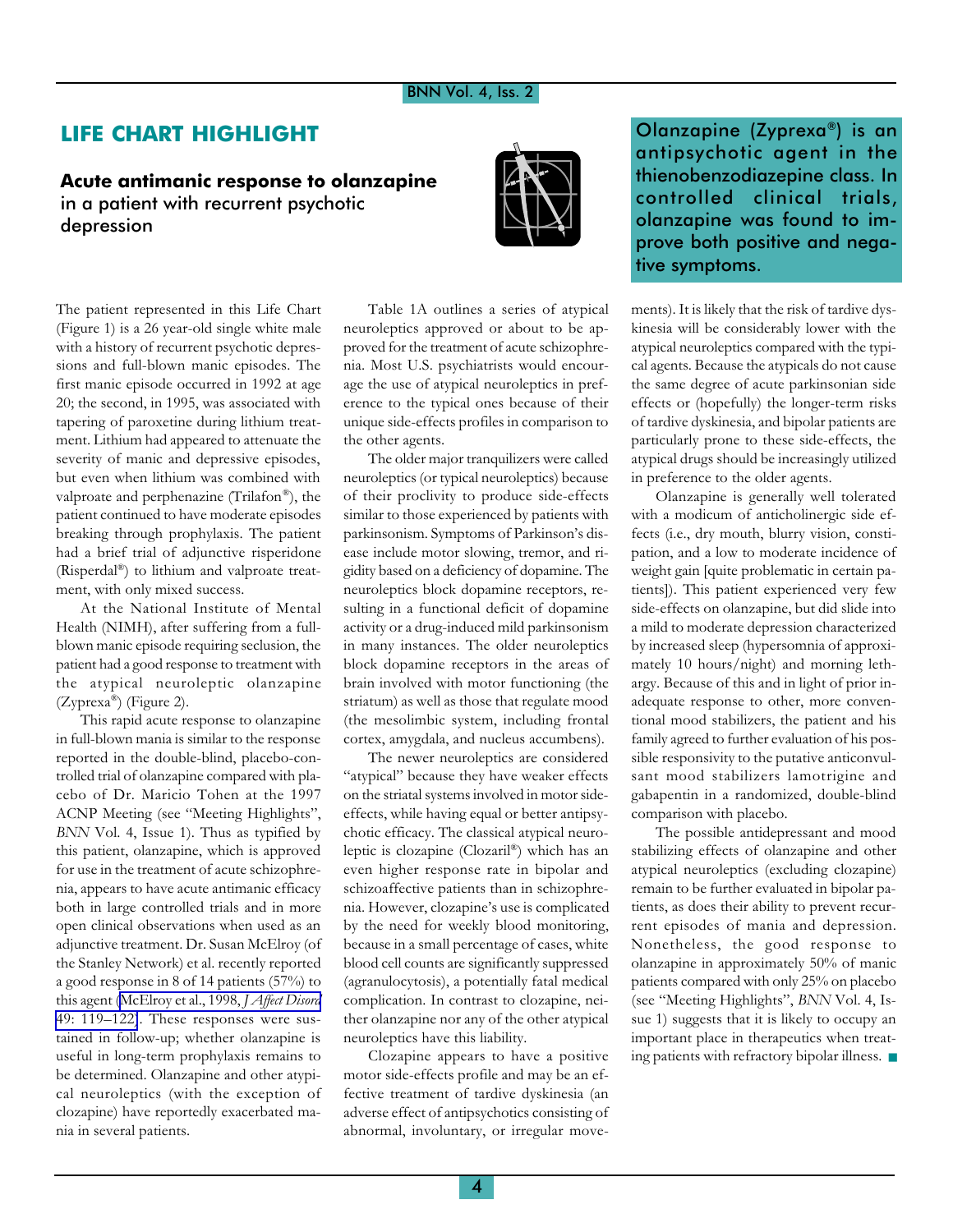## LIFE CHART HIGHLIGHT

### **Acute antimanic response to olanzapine** in a patient with recurrent psychotic depression

> Olanzapine (Zyprexa®) is an antipsychotic agent in the thienobenzodiazepine class. In controlled clinical trials, olanzapine was found to improve both positive and negative symptoms.

The patient represented in this Life Chart (Figure 1) is a 26 year-old single white male with a history of recurrent psychotic depressions and full-blown manic episodes. The first manic episode occurred in 1992 at age 20; the second, in 1995, was associated with tapering of paroxetine during lithium treatment. Lithium had appeared to attenuate the severity of manic and depressive episodes, but even when lithium was combined with valproate and perphenazine (Trilafon®), the patient continued to have moderate episodes breaking through prophylaxis. The patient had a brief trial of adjunctive risperidone (Risperdal®) to lithium and valproate treatment, with only mixed success.

At the National Institute of Mental Health (NIMH), after suffering from a full-blown manic episode requiring seclusion, the patient had a good response to treatment with the atypical neuroleptic olanzapine (Zyprexa®) (Figure 2).

This rapid acute response to olanzapine in full-blown mania is similar to the response reported in the double-blind, placebo-controlled trial of olanzapine compared with placebo of Dr. Maricio Tohen at the 1997 ACNP Meeting (see "Meeting Highlights", *BNN* Vol. 4, Issue 1). Thus as typified by this patient, olanzapine, which is approved for use in the treatment of acute schizophrenia, appears to have acute antimanic efficacy both in large controlled trials and in more open clinical observations when used as an adjunctive treatment. Dr. Susan McElroy (of the Stanley Network) et al. recently reported a good response in 8 of 14 patients (57%) to this agent (McElroy et al., 1998, *J Affect Disord* 49: 119–122). These responses were sustained in follow-up; whether olanzapine is useful in long-term prophylaxis remains to be determined. Olanzapine and other atypical neuroleptics (with the exception of clozapine) have reportedly exacerbated mania in several patients.

Table 1A outlines a series of atypical neuroleptics approved or about to be approved for the treatment of acute schizophrenia. Most U.S. psychiatrists would encourage the use of atypical neuroleptics in preference to the typical ones because of their unique side-effects profiles in comparison to the other agents.

The older major tranquilizers were called neuroleptics (or typical neuroleptics) because of their proclivity to produce side-effects similar to those experienced by patients with parkinsonism. Symptoms of Parkinson's disease include motor slowing, tremor, and rigidity based on a deficiency of dopamine. The neuroleptics block dopamine receptors, resulting in a functional deficit of dopamine activity or a drug-induced mild parkinsonism in many instances. The older neuroleptics block dopamine receptors in the areas of brain involved with motor functioning (the striatum) as well as those that regulate mood (the mesolimbic system, including frontal cortex, amygdala, and nucleus accumbens).

The newer neuroleptics are considered "atypical" because they have weaker effects on the striatal systems involved in motor side-effects, while having equal or better antipsychotic efficacy. The classical atypical neuroleptic is clozapine (Clozaril®) which has an even higher response rate in bipolar and schizoaffective patients than in schizophrenia. However, clozapine's use is complicated by the need for weekly blood monitoring, because in a small percentage of cases, white blood cell counts are significantly suppressed (agranulocytosis), a potentially fatal medical complication. In contrast to clozapine, neither olanzapine nor any of the other atypical neuroleptics have this liability.

Clozapine appears to have a positive motor side-effects profile and may be an effective treatment of tardive dyskinesia (an adverse effect of antipsychotics consisting of abnormal, involuntary, or irregular movements). It is likely that the risk of tardive dyskinesia will be considerably lower with the atypical neuroleptics compared with the typical agents. Because the atypicals do not cause the same degree of acute parkinsonian side effects or (hopefully) the longer-term risks of tardive dyskinesia, and bipolar patients are particularly prone to these side-effects, the atypical drugs should be increasingly utilized in preference to the older agents.

Olanzapine is generally well tolerated with a modicum of anticholinergic side effects (i.e., dry mouth, blurry vision, constipation, and a low to moderate incidence of weight gain [quite problematic in certain patients]). This patient experienced very few side-effects on olanzapine, but did slide into a mild to moderate depression characterized by increased sleep (hypersomnia of approximately 10 hours/night) and morning lethargy. Because of this and in light of prior inadequate response to other, more conventional mood stabilizers, the patient and his family agreed to further evaluation of his possible responsivity to the putative anticonvulsant mood stabilizers lamotrigine and gabapentin in a randomized, double-blind comparison with placebo.

The possible antidepressant and mood stabilizing effects of olanzapine and other atypical neuroleptics (excluding clozapine) remain to be further evaluated in bipolar patients, as does their ability to prevent recurrent episodes of mania and depression. Nonetheless, the good response to olanzapine in approximately 50% of manic patients compared with only 25% on placebo (see "Meeting Highlights", *BNN* Vol. 4, Issue 1) suggests that it is likely to occupy an important place in therapeutics when treating patients with refractory bipolar illness. ■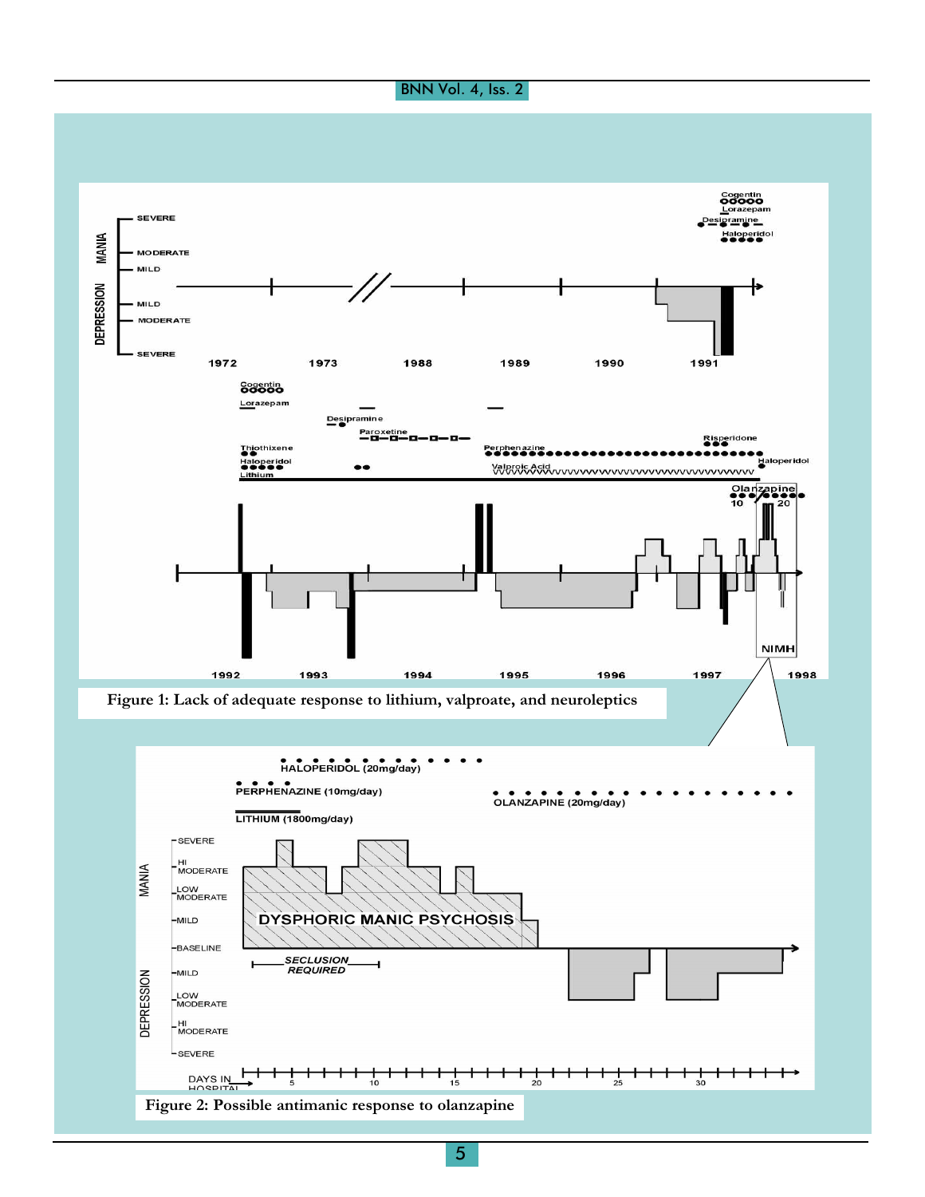Figure 1: Lack of adequate response to lithium, valproate, and neuroleptics

Figure 2: Possible antimanic response to olanzapine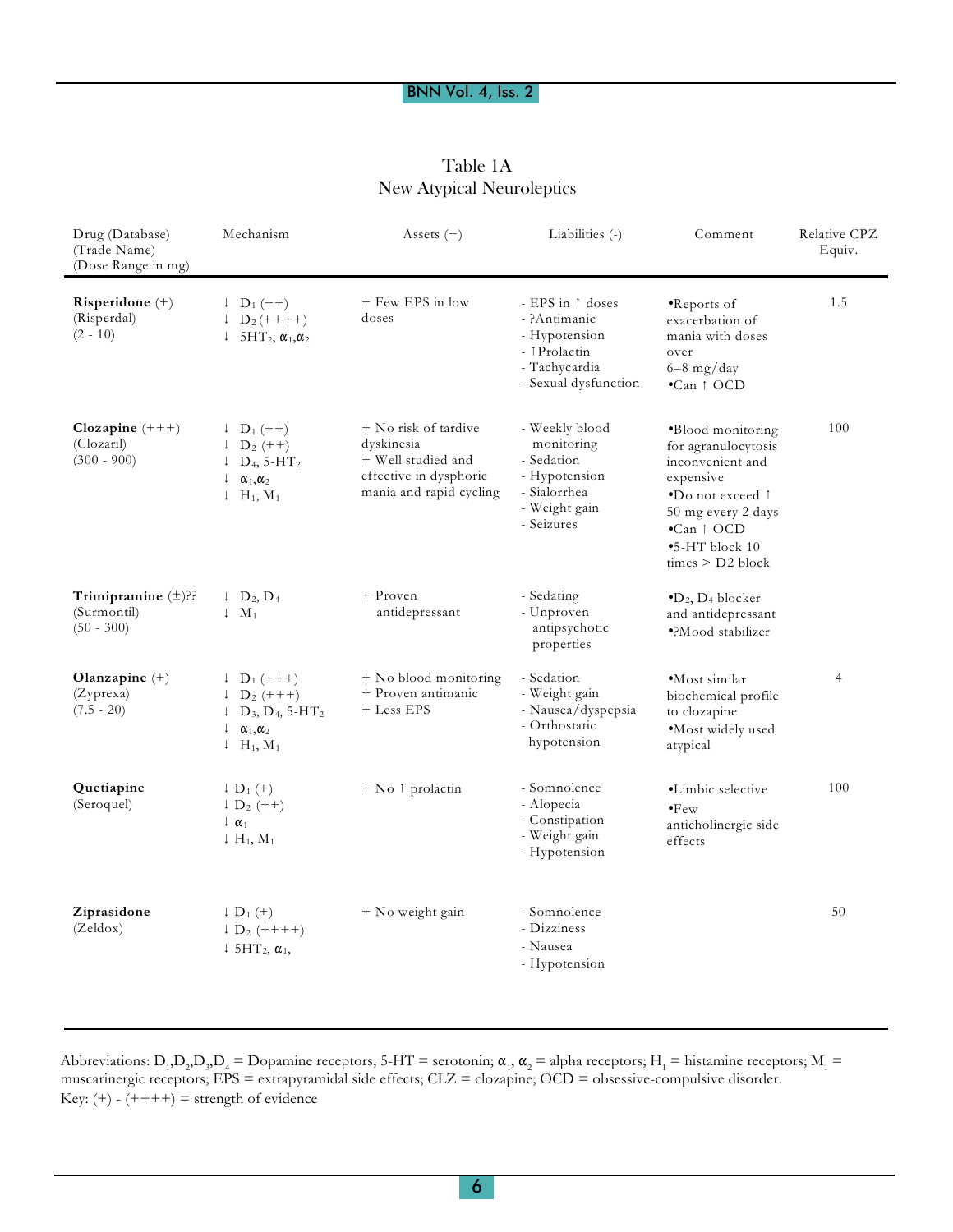## Table 1A
## New Atypical Neuroleptics

| Drug (Database) (Trade Name) (Dose Range in mg) | Mechanism | Assets (+) | Liabilities (-) | Comment | Relative CPZ Equiv. |
|---|---|---|---|---|---|
| **Risperidone** (+) (Risperdal) (2 - 10) | ↓ $D_1$ (++)<br>↓ $D_2$ (++++)<br>↓ $5HT_2$, $\alpha_1$,$\alpha_2$ | + Few EPS in low doses | - EPS in ↑ doses<br>- ?Antimanic<br>- Hypotension<br>- ↑Prolactin<br>- Tachycardia<br>- Sexual dysfunction | •Reports of exacerbation of mania with doses over 6–8 mg/day<br>•Can ↑ OCD | 1.5 |
| **Clozapine** (+++) (Clozaril) (300 - 900) | ↓ $D_1$ (++)<br>↓ $D_2$ (++)<br>↓ $D_4$, $5\text{-}HT_2$<br>↓ $\alpha_1$,$\alpha_2$<br>↓ $H_1$, $M_1$ | + No risk of tardive dyskinesia<br>+ Well studied and effective in dysphoric mania and rapid cycling | - Weekly blood monitoring<br>- Sedation<br>- Hypotension<br>- Sialorrhea<br>- Weight gain<br>- Seizures | •Blood monitoring for agranulocytosis inconvenient and expensive<br>•Do not exceed ↑ 50 mg every 2 days<br>•Can ↑ OCD<br>•5-HT block 10 times > D2 block | 100 |
| **Trimipramine** (±)?? (Surmontil) (50 - 300) | ↓ $D_2$, $D_4$<br>↓ $M_1$ | + Proven antidepressant | - Sedating<br>- Unproven antipsychotic properties | •$D_2$, $D_4$ blocker and antidepressant<br>•?Mood stabilizer | |
| **Olanzapine** (+) (Zyprexa) (7.5 - 20) | ↓ $D_1$ (+++)<br>↓ $D_2$ (+++)<br>↓ $D_3$, $D_4$, $5\text{-}HT_2$<br>↓ $\alpha_1$,$\alpha_2$<br>↓ $H_1$, $M_1$ | + No blood monitoring<br>+ Proven antimanic<br>+ Less EPS | - Sedation<br>- Weight gain<br>- Nausea/dyspepsia<br>- Orthostatic hypotension | •Most similar biochemical profile to clozapine<br>•Most widely used atypical | 4 |
| **Quetiapine** (Seroquel) | ↓ $D_1$ (+)<br>↓ $D_2$ (++)<br>↓ $\alpha_1$<br>↓ $H_1$, $M_1$ | + No ↑ prolactin | - Somnolence<br>- Alopecia<br>- Constipation<br>- Weight gain<br>- Hypotension | •Limbic selective<br>•Few anticholinergic side effects | 100 |
| **Ziprasidone** (Zeldox) | ↓ $D_1$ (+)<br>↓ $D_2$ (++++)<br>↓ $5HT_2$, $\alpha_1$, | + No weight gain | - Somnolence<br>- Dizziness<br>- Nausea<br>- Hypotension | | 50 |

Abbreviations: $D_1$,$D_2$,$D_3$,$D_4$ = Dopamine receptors; 5-HT = serotonin; $\alpha_1$, $\alpha_2$ = alpha receptors; $H_1$ = histamine receptors; $M_1$ = muscarinergic receptors; EPS = extrapyramidal side effects; CLZ = clozapine; OCD = obsessive-compulsive disorder.
Key: (+) - (++++) = strength of evidence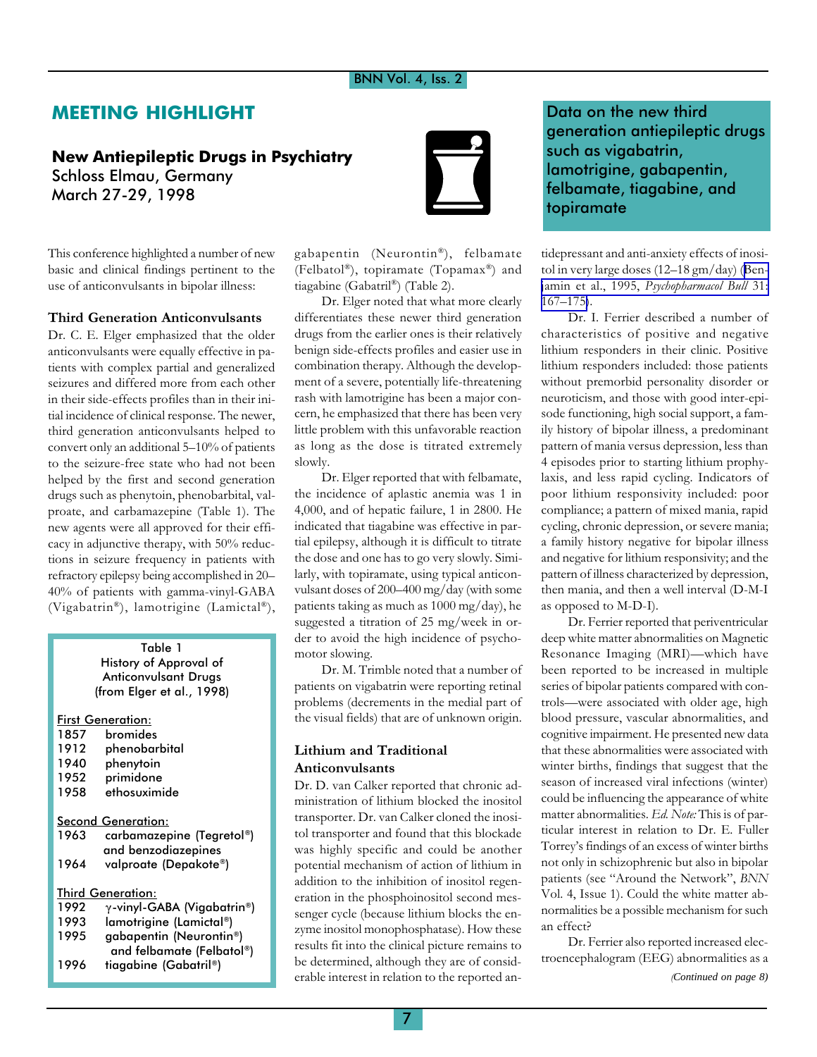# MEETING HIGHLIGHT

## New Antiepileptic Drugs in Psychiatry

Schloss Elmau, Germany
March 27-29, 1998

This conference highlighted a number of new basic and clinical findings pertinent to the use of anticonvulsants in bipolar illness:

### Third Generation Anticonvulsants

Dr. C. E. Elger emphasized that the older anticonvulsants were equally effective in patients with complex partial and generalized seizures and differed more from each other in their side-effects profiles than in their initial incidence of clinical response. The newer, third generation anticonvulsants helped to convert only an additional 5–10% of patients to the seizure-free state who had not been helped by the first and second generation drugs such as phenytoin, phenobarbital, valproate, and carbamazepine (Table 1). The new agents were all approved for their efficacy in adjunctive therapy, with 50% reductions in seizure frequency in patients with refractory epilepsy being accomplished in 20–40% of patients with gamma-vinyl-GABA (Vigabatrin®), lamotrigine (Lamictal®), gabapentin (Neurontin®), felbamate (Felbatol®), topiramate (Topamax®) and tiagabine (Gabatril®) (Table 2).

Table 1
History of Approval of Anticonvulsant Drugs
(from Elger et al., 1998)

| Year | Drug |
|---|---|
| **First Generation:** | |
| 1857 | bromides |
| 1912 | phenobarbital |
| 1940 | phenytoin |
| 1952 | primidone |
| 1958 | ethosuximide |
| **Second Generation:** | |
| 1963 | carbamazepine (Tegretol®) and benzodiazepines |
| 1964 | valproate (Depakote®) |
| **Third Generation:** | |
| 1992 | γ-vinyl-GABA (Vigabatrin®) |
| 1993 | lamotrigine (Lamictal®) |
| 1995 | gabapentin (Neurontin®) and felbamate (Felbatol®) |
| 1996 | tiagabine (Gabatril®) |

Dr. Elger noted that what more clearly differentiates these newer third generation drugs from the earlier ones is their relatively benign side-effects profiles and easier use in combination therapy. Although the development of a severe, potentially life-threatening rash with lamotrigine has been a major concern, he emphasized that there has been very little problem with this unfavorable reaction as long as the dose is titrated extremely slowly.

Dr. Elger reported that with felbamate, the incidence of aplastic anemia was 1 in 4,000, and of hepatic failure, 1 in 2800. He indicated that tiagabine was effective in partial epilepsy, although it is difficult to titrate the dose and one has to go very slowly. Similarly, with topiramate, using typical anticonvulsant doses of 200–400 mg/day (with some patients taking as much as 1000 mg/day), he suggested a titration of 25 mg/week in order to avoid the high incidence of psychomotor slowing.

Dr. M. Trimble noted that a number of patients on vigabatrin were reporting retinal problems (decrements in the medial part of the visual fields) that are of unknown origin.

> Data on the new third generation antiepileptic drugs such as vigabatrin, lamotrigine, gabapentin, felbamate, tiagabine, and topiramate

### Lithium and Traditional Anticonvulsants

Dr. D. van Calker reported that chronic administration of lithium blocked the inositol transporter. Dr. van Calker cloned the inositol transporter and found that this blockade was highly specific and could be another potential mechanism of action of lithium in addition to the inhibition of inositol regeneration in the phosphoinositol second messenger cycle (because lithium blocks the enzyme inositol monophosphatase). How these results fit into the clinical picture remains to be determined, although they are of considerable interest in relation to the reported antidepressant and anti-anxiety effects of inositol in very large doses (12–18 gm/day) (Benjamin et al., 1995, *Psychopharmacol Bull* 31: 167–175).

Dr. I. Ferrier described a number of characteristics of positive and negative lithium responders in their clinic. Positive lithium responders included: those patients without premorbid personality disorder or neuroticism, and those with good inter-episode functioning, high social support, a family history of bipolar illness, a predominant pattern of mania versus depression, less than 4 episodes prior to starting lithium prophylaxis, and less rapid cycling. Indicators of poor lithium responsivity included: poor compliance; a pattern of mixed mania, rapid cycling, chronic depression, or severe mania; a family history negative for bipolar illness and negative for lithium responsivity; and the pattern of illness characterized by depression, then mania, and then a well interval (D-M-I as opposed to M-D-I).

Dr. Ferrier reported that periventricular deep white matter abnormalities on Magnetic Resonance Imaging (MRI)—which have been reported to be increased in multiple series of bipolar patients compared with controls—were associated with older age, high blood pressure, vascular abnormalities, and cognitive impairment. He presented new data that these abnormalities were associated with winter births, findings that suggest that the season of increased viral infections (winter) could be influencing the appearance of white matter abnormalities. *Ed. Note:* This is of particular interest in relation to Dr. E. Fuller Torrey's findings of an excess of winter births not only in schizophrenic but also in bipolar patients (see "Around the Network", *BNN* Vol. 4, Issue 1). Could the white matter abnormalities be a possible mechanism for such an effect?

Dr. Ferrier also reported increased electroencephalogram (EEG) abnormalities as a

*(Continued on page 8)*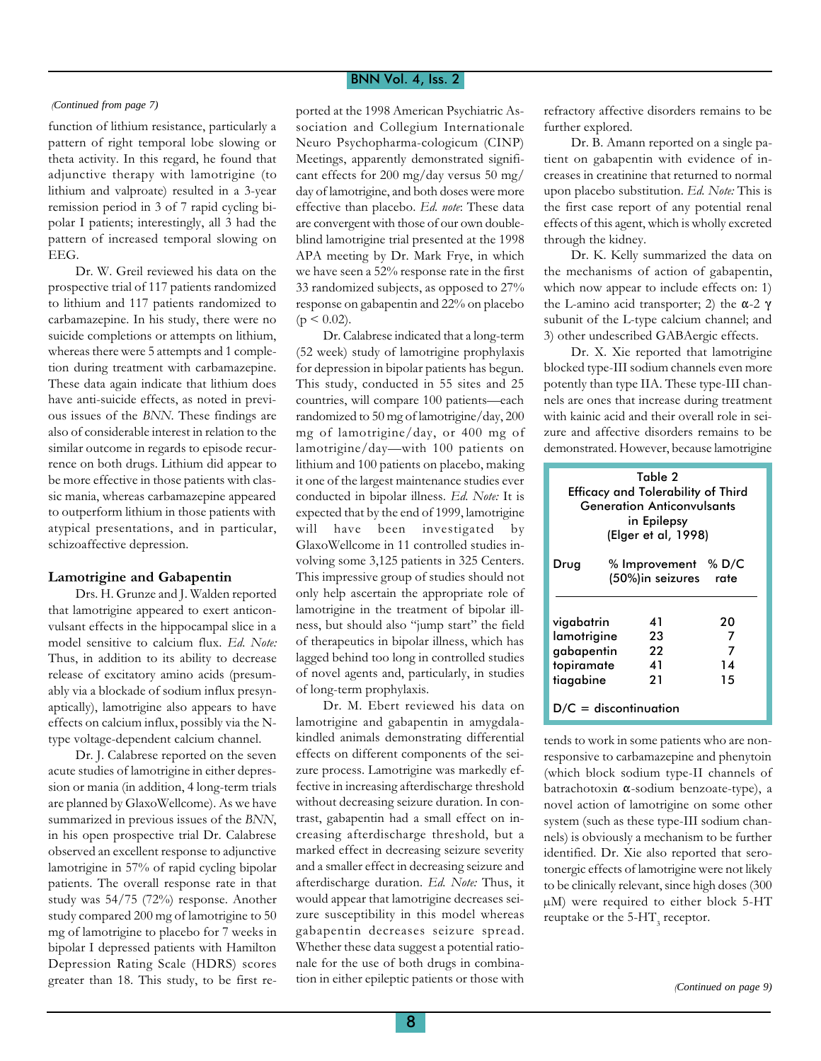*(Continued from page 7)*

function of lithium resistance, particularly a pattern of right temporal lobe slowing or theta activity. In this regard, he found that adjunctive therapy with lamotrigine (to lithium and valproate) resulted in a 3-year remission period in 3 of 7 rapid cycling bipolar I patients; interestingly, all 3 had the pattern of increased temporal slowing on EEG.

Dr. W. Greil reviewed his data on the prospective trial of 117 patients randomized to lithium and 117 patients randomized to carbamazepine. In his study, there were no suicide completions or attempts on lithium, whereas there were 5 attempts and 1 completion during treatment with carbamazepine. These data again indicate that lithium does have anti-suicide effects, as noted in previous issues of the *BNN*. These findings are also of considerable interest in relation to the similar outcome in regards to episode recurrence on both drugs. Lithium did appear to be more effective in those patients with classic mania, whereas carbamazepine appeared to outperform lithium in those patients with atypical presentations, and in particular, schizoaffective depression.

### Lamotrigine and Gabapentin

Drs. H. Grunze and J. Walden reported that lamotrigine appeared to exert anticonvulsant effects in the hippocampal slice in a model sensitive to calcium flux. *Ed. Note:* Thus, in addition to its ability to decrease release of excitatory amino acids (presumably via a blockade of sodium influx presynaptically), lamotrigine also appears to have effects on calcium influx, possibly via the N-type voltage-dependent calcium channel.

Dr. J. Calabrese reported on the seven acute studies of lamotrigine in either depression or mania (in addition, 4 long-term trials are planned by GlaxoWellcome). As we have summarized in previous issues of the *BNN*, in his open prospective trial Dr. Calabrese observed an excellent response to adjunctive lamotrigine in 57% of rapid cycling bipolar patients. The overall response rate in that study was 54/75 (72%) response. Another study compared 200 mg of lamotrigine to 50 mg of lamotrigine to placebo for 7 weeks in bipolar I depressed patients with Hamilton Depression Rating Scale (HDRS) scores greater than 18. This study, to be first reported at the 1998 American Psychiatric Association and Collegium Internationale Neuro Psychopharma-cologicum (CINP) Meetings, apparently demonstrated significant effects for 200 mg/day versus 50 mg/day of lamotrigine, and both doses were more effective than placebo. *Ed. note*: These data are convergent with those of our own double-blind lamotrigine trial presented at the 1998 APA meeting by Dr. Mark Frye, in which we have seen a 52% response rate in the first 33 randomized subjects, as opposed to 27% response on gabapentin and 22% on placebo ($p < 0.02$).

Dr. Calabrese indicated that a long-term (52 week) study of lamotrigine prophylaxis for depression in bipolar patients has begun. This study, conducted in 55 sites and 25 countries, will compare 100 patients—each randomized to 50 mg of lamotrigine/day, 200 mg of lamotrigine/day, or 400 mg of lamotrigine/day—with 100 patients on lithium and 100 patients on placebo, making it one of the largest maintenance studies ever conducted in bipolar illness. *Ed. Note:* It is expected that by the end of 1999, lamotrigine will have been investigated by GlaxoWellcome in 11 controlled studies involving some 3,125 patients in 325 Centers. This impressive group of studies should not only help ascertain the appropriate role of lamotrigine in the treatment of bipolar illness, but should also "jump start" the field of therapeutics in bipolar illness, which has lagged behind too long in controlled studies of novel agents and, particularly, in studies of long-term prophylaxis.

Dr. M. Ebert reviewed his data on lamotrigine and gabapentin in amygdala-kindled animals demonstrating differential effects on different components of the seizure process. Lamotrigine was markedly effective in increasing afterdischarge threshold without decreasing seizure duration. In contrast, gabapentin had a small effect on increasing afterdischarge threshold, but a marked effect in decreasing seizure severity and a smaller effect in decreasing seizure and afterdischarge duration. *Ed. Note:* Thus, it would appear that lamotrigine decreases seizure susceptibility in this model whereas gabapentin decreases seizure spread. Whether these data suggest a potential rationale for the use of both drugs in combination in either epileptic patients or those with refractory affective disorders remains to be further explored.

Dr. B. Amann reported on a single patient on gabapentin with evidence of increases in creatinine that returned to normal upon placebo substitution. *Ed. Note:* This is the first case report of any potential renal effects of this agent, which is wholly excreted through the kidney.

Dr. K. Kelly summarized the data on the mechanisms of action of gabapentin, which now appear to include effects on: 1) the L-amino acid transporter; 2) the α-2 γ subunit of the L-type calcium channel; and 3) other undescribed GABAergic effects.

Dr. X. Xie reported that lamotrigine blocked type-III sodium channels even more potently than type IIA. These type-III channels are ones that increase during treatment with kainic acid and their overall role in seizure and affective disorders remains to be demonstrated. However, because lamotrigine tends to work in some patients who are nonresponsive to carbamazepine and phenytoin (which block sodium type-II channels of batrachotoxin α-sodium benzoate-type), a novel action of lamotrigine on some other system (such as these type-III sodium channels) is obviously a mechanism to be further identified. Dr. Xie also reported that serotonergic effects of lamotrigine were not likely to be clinically relevant, since high doses (300 μM) were required to either block 5-HT reuptake or the $5\text{-HT}_3$ receptor.

**Table 2**
**Efficacy and Tolerability of Third Generation Anticonvulsants in Epilepsy**
**(Elger et al, 1998)**

| Drug | % Improvement (50%)in seizures | % D/C rate |
|---|---|---|
| vigabatrin | 41 | 20 |
| lamotrigine | 23 | 7 |
| gabapentin | 22 | 7 |
| topiramate | 41 | 14 |
| tiagabine | 21 | 15 |

D/C = discontinuation

*(Continued on page 9)*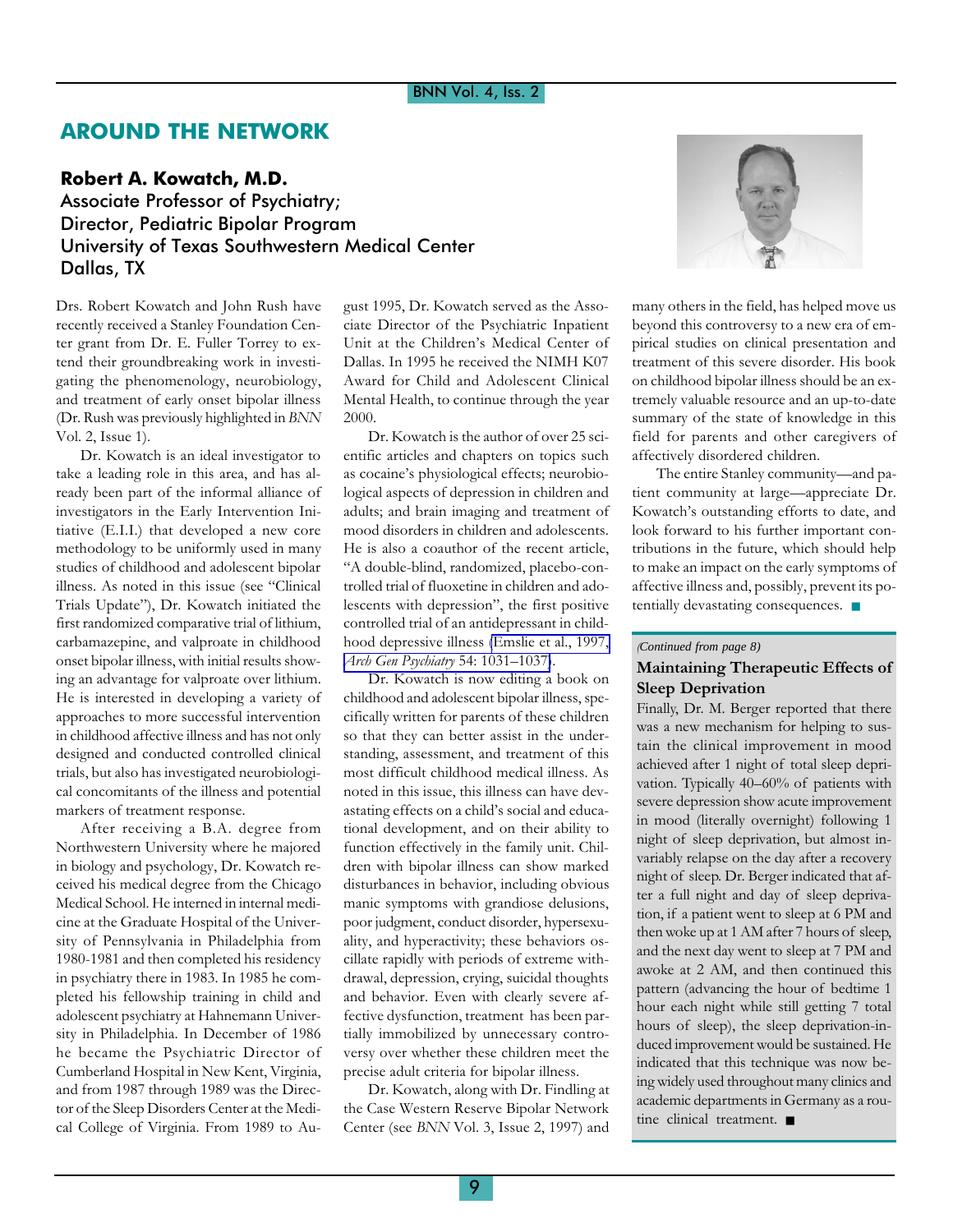## AROUND THE NETWORK

**Robert A. Kowatch, M.D.**
Associate Professor of Psychiatry;
Director, Pediatric Bipolar Program
University of Texas Southwestern Medical Center
Dallas, TX

Drs. Robert Kowatch and John Rush have recently received a Stanley Foundation Center grant from Dr. E. Fuller Torrey to extend their groundbreaking work in investigating the phenomenology, neurobiology, and treatment of early onset bipolar illness (Dr. Rush was previously highlighted in *BNN* Vol. 2, Issue 1).

Dr. Kowatch is an ideal investigator to take a leading role in this area, and has already been part of the informal alliance of investigators in the Early Intervention Initiative (E.I.I.) that developed a new core methodology to be uniformly used in many studies of childhood and adolescent bipolar illness. As noted in this issue (see "Clinical Trials Update"), Dr. Kowatch initiated the first randomized comparative trial of lithium, carbamazepine, and valproate in childhood onset bipolar illness, with initial results showing an advantage for valproate over lithium. He is interested in developing a variety of approaches to more successful intervention in childhood affective illness and has not only designed and conducted controlled clinical trials, but also has investigated neurobiological concomitants of the illness and potential markers of treatment response.

After receiving a B.A. degree from Northwestern University where he majored in biology and psychology, Dr. Kowatch received his medical degree from the Chicago Medical School. He interned in internal medicine at the Graduate Hospital of the University of Pennsylvania in Philadelphia from 1980-1981 and then completed his residency in psychiatry there in 1983. In 1985 he completed his fellowship training in child and adolescent psychiatry at Hahnemann University in Philadelphia. In December of 1986 he became the Psychiatric Director of Cumberland Hospital in New Kent, Virginia, and from 1987 through 1989 was the Director of the Sleep Disorders Center at the Medical College of Virginia. From 1989 to August 1995, Dr. Kowatch served as the Associate Director of the Psychiatric Inpatient Unit at the Children's Medical Center of Dallas. In 1995 he received the NIMH K07 Award for Child and Adolescent Clinical Mental Health, to continue through the year 2000.

Dr. Kowatch is the author of over 25 scientific articles and chapters on topics such as cocaine's physiological effects; neurobiological aspects of depression in children and adults; and brain imaging and treatment of mood disorders in children and adolescents. He is also a coauthor of the recent article, "A double-blind, randomized, placebo-controlled trial of fluoxetine in children and adolescents with depression", the first positive controlled trial of an antidepressant in childhood depressive illness (Emslie et al., 1997, *Arch Gen Psychiatry* 54: 1031–1037).

Dr. Kowatch is now editing a book on childhood and adolescent bipolar illness, specifically written for parents of these children so that they can better assist in the understanding, assessment, and treatment of this most difficult childhood medical illness. As noted in this issue, this illness can have devastating effects on a child's social and educational development, and on their ability to function effectively in the family unit. Children with bipolar illness can show marked disturbances in behavior, including obvious manic symptoms with grandiose delusions, poor judgment, conduct disorder, hypersexuality, and hyperactivity; these behaviors oscillate rapidly with periods of extreme withdrawal, depression, crying, suicidal thoughts and behavior. Even with clearly severe affective dysfunction, treatment has been partially immobilized by unnecessary controversy over whether these children meet the precise adult criteria for bipolar illness.

Dr. Kowatch, along with Dr. Findling at the Case Western Reserve Bipolar Network Center (see *BNN* Vol. 3, Issue 2, 1997) and many others in the field, has helped move us beyond this controversy to a new era of empirical studies on clinical presentation and treatment of this severe disorder. His book on childhood bipolar illness should be an extremely valuable resource and an up-to-date summary of the state of knowledge in this field for parents and other caregivers of affectively disordered children.

The entire Stanley community—and patient community at large—appreciate Dr. Kowatch's outstanding efforts to date, and look forward to his further important contributions in the future, which should help to make an impact on the early symptoms of affective illness and, possibly, prevent its potentially devastating consequences. ■

*(Continued from page 8)*

### Maintaining Therapeutic Effects of Sleep Deprivation

Finally, Dr. M. Berger reported that there was a new mechanism for helping to sustain the clinical improvement in mood achieved after 1 night of total sleep deprivation. Typically 40–60% of patients with severe depression show acute improvement in mood (literally overnight) following 1 night of sleep deprivation, but almost invariably relapse on the day after a recovery night of sleep. Dr. Berger indicated that after a full night and day of sleep deprivation, if a patient went to sleep at 6 PM and then woke up at 1 AM after 7 hours of sleep, and the next day went to sleep at 7 PM and awoke at 2 AM, and then continued this pattern (advancing the hour of bedtime 1 hour each night while still getting 7 total hours of sleep), the sleep deprivation-induced improvement would be sustained. He indicated that this technique was now being widely used throughout many clinics and academic departments in Germany as a routine clinical treatment. ■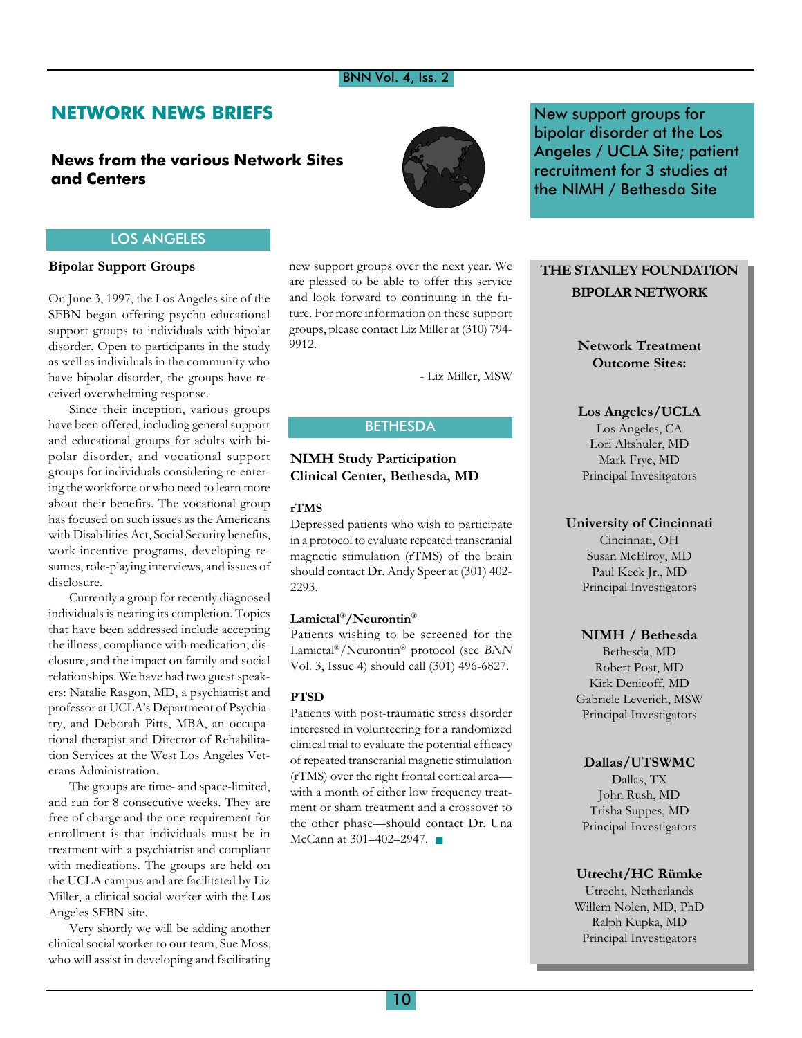# NETWORK NEWS BRIEFS

## News from the various Network Sites and Centers

New support groups for bipolar disorder at the Los Angeles / UCLA Site; patient recruitment for 3 studies at the NIMH / Bethesda Site

## LOS ANGELES

### Bipolar Support Groups

On June 3, 1997, the Los Angeles site of the SFBN began offering psycho-educational support groups to individuals with bipolar disorder. Open to participants in the study as well as individuals in the community who have bipolar disorder, the groups have received overwhelming response.

Since their inception, various groups have been offered, including general support and educational groups for adults with bipolar disorder, and vocational support groups for individuals considering re-entering the workforce or who need to learn more about their benefits. The vocational group has focused on such issues as the Americans with Disabilities Act, Social Security benefits, work-incentive programs, developing resumes, role-playing interviews, and issues of disclosure.

Currently a group for recently diagnosed individuals is nearing its completion. Topics that have been addressed include accepting the illness, compliance with medication, disclosure, and the impact on family and social relationships. We have had two guest speakers: Natalie Rasgon, MD, a psychiatrist and professor at UCLA's Department of Psychiatry, and Deborah Pitts, MBA, an occupational therapist and Director of Rehabilitation Services at the West Los Angeles Veterans Administration.

The groups are time- and space-limited, and run for 8 consecutive weeks. They are free of charge and the one requirement for enrollment is that individuals must be in treatment with a psychiatrist and compliant with medications. The groups are held on the UCLA campus and are facilitated by Liz Miller, a clinical social worker with the Los Angeles SFBN site.

Very shortly we will be adding another clinical social worker to our team, Sue Moss, who will assist in developing and facilitating new support groups over the next year. We are pleased to be able to offer this service and look forward to continuing in the future. For more information on these support groups, please contact Liz Miller at (310) 794-9912.

- Liz Miller, MSW

## BETHESDA

### NIMH Study Participation Clinical Center, Bethesda, MD

**rTMS**

Depressed patients who wish to participate in a protocol to evaluate repeated transcranial magnetic stimulation (rTMS) of the brain should contact Dr. Andy Speer at (301) 402-2293.

**Lamictal®/Neurontin®**

Patients wishing to be screened for the Lamictal®/Neurontin® protocol (see *BNN* Vol. 3, Issue 4) should call (301) 496-6827.

**PTSD**

Patients with post-traumatic stress disorder interested in volunteering for a randomized clinical trial to evaluate the potential efficacy of repeated transcranial magnetic stimulation (rTMS) over the right frontal cortical area—with a month of either low frequency treatment or sham treatment and a crossover to the other phase—should contact Dr. Una McCann at 301–402–2947. ■

---

**THE STANLEY FOUNDATION BIPOLAR NETWORK**

**Network Treatment Outcome Sites:**

**Los Angeles/UCLA**
Los Angeles, CA
Lori Altshuler, MD
Mark Frye, MD
Principal Invesitgators

**University of Cincinnati**
Cincinnati, OH
Susan McElroy, MD
Paul Keck Jr., MD
Principal Investigators

**NIMH / Bethesda**
Bethesda, MD
Robert Post, MD
Kirk Denicoff, MD
Gabriele Leverich, MSW
Principal Investigators

**Dallas/UTSWMC**
Dallas, TX
John Rush, MD
Trisha Suppes, MD
Principal Investigators

**Utrecht/HC Rümke**
Utrecht, Netherlands
Willem Nolen, MD, PhD
Ralph Kupka, MD
Principal Investigators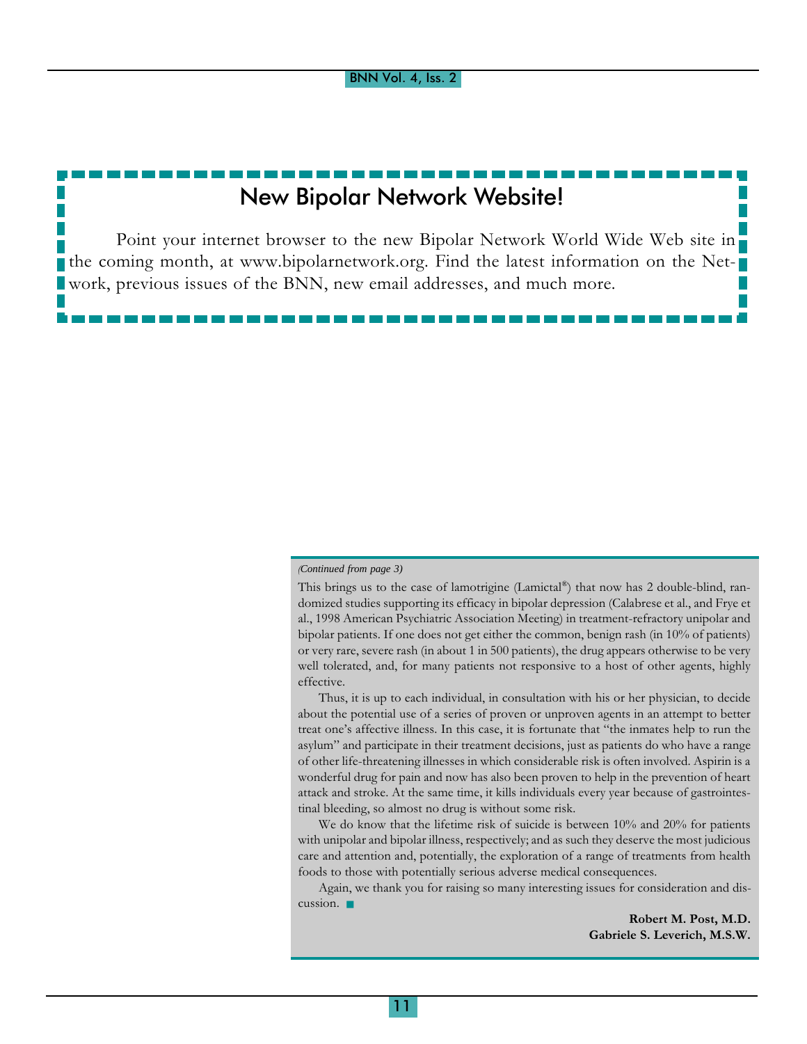## New Bipolar Network Website!

Point your internet browser to the new Bipolar Network World Wide Web site in the coming month, at www.bipolarnetwork.org. Find the latest information on the Network, previous issues of the BNN, new email addresses, and much more.

*(Continued from page 3)*

This brings us to the case of lamotrigine (Lamictal®) that now has 2 double-blind, randomized studies supporting its efficacy in bipolar depression (Calabrese et al., and Frye et al., 1998 American Psychiatric Association Meeting) in treatment-refractory unipolar and bipolar patients. If one does not get either the common, benign rash (in 10% of patients) or very rare, severe rash (in about 1 in 500 patients), the drug appears otherwise to be very well tolerated, and, for many patients not responsive to a host of other agents, highly effective.

Thus, it is up to each individual, in consultation with his or her physician, to decide about the potential use of a series of proven or unproven agents in an attempt to better treat one's affective illness. In this case, it is fortunate that "the inmates help to run the asylum" and participate in their treatment decisions, just as patients do who have a range of other life-threatening illnesses in which considerable risk is often involved. Aspirin is a wonderful drug for pain and now has also been proven to help in the prevention of heart attack and stroke. At the same time, it kills individuals every year because of gastrointestinal bleeding, so almost no drug is without some risk.

We do know that the lifetime risk of suicide is between 10% and 20% for patients with unipolar and bipolar illness, respectively; and as such they deserve the most judicious care and attention and, potentially, the exploration of a range of treatments from health foods to those with potentially serious adverse medical consequences.

Again, we thank you for raising so many interesting issues for consideration and discussion.

**Robert M. Post, M.D.**
**Gabriele S. Leverich, M.S.W.**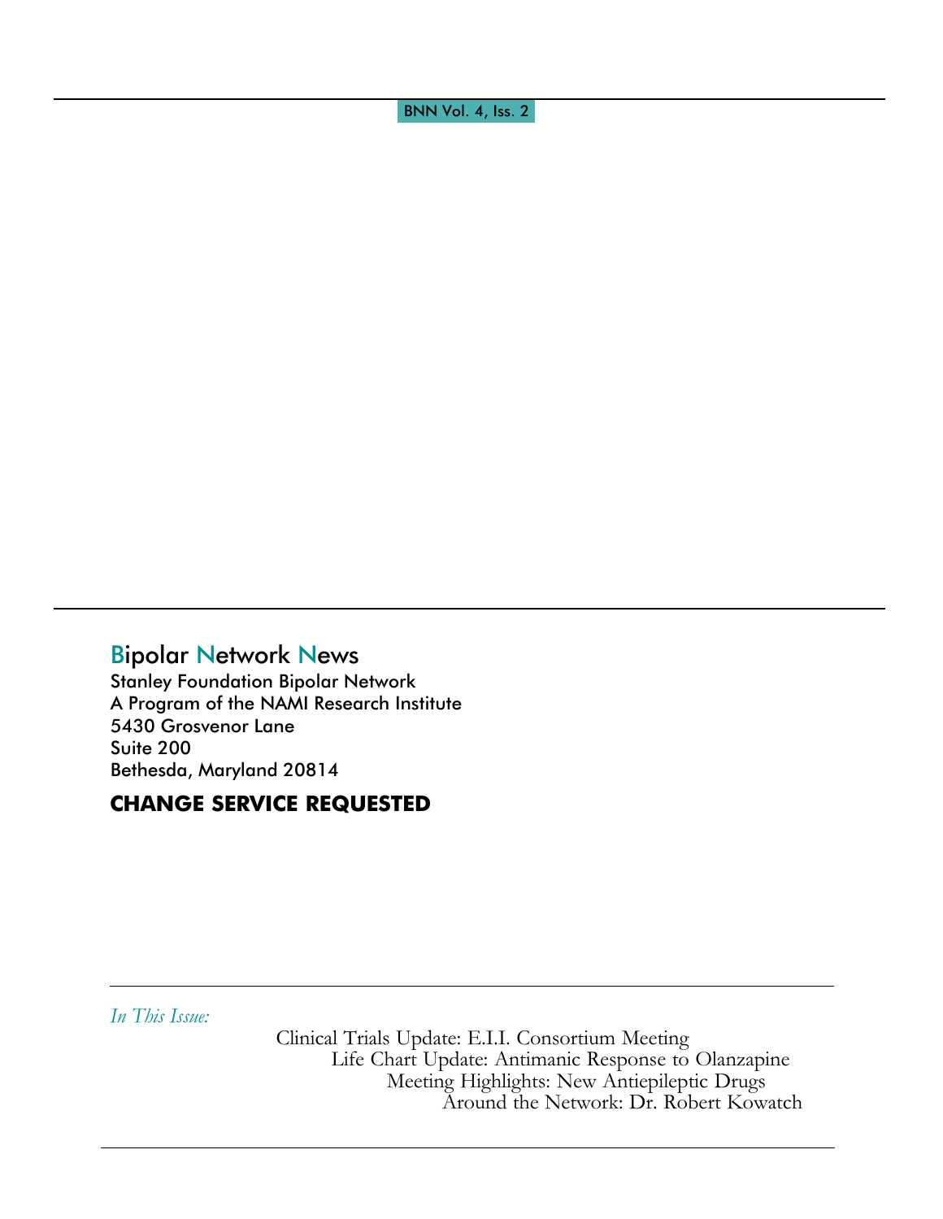**Bipolar Network News**
Stanley Foundation Bipolar Network
A Program of the NAMI Research Institute
5430 Grosvenor Lane
Suite 200
Bethesda, Maryland 20814

**CHANGE SERVICE REQUESTED**

*In This Issue:*

Clinical Trials Update: E.I.I. Consortium Meeting
Life Chart Update: Antimanic Response to Olanzapine
Meeting Highlights: New Antiepileptic Drugs
Around the Network: Dr. Robert Kowatch